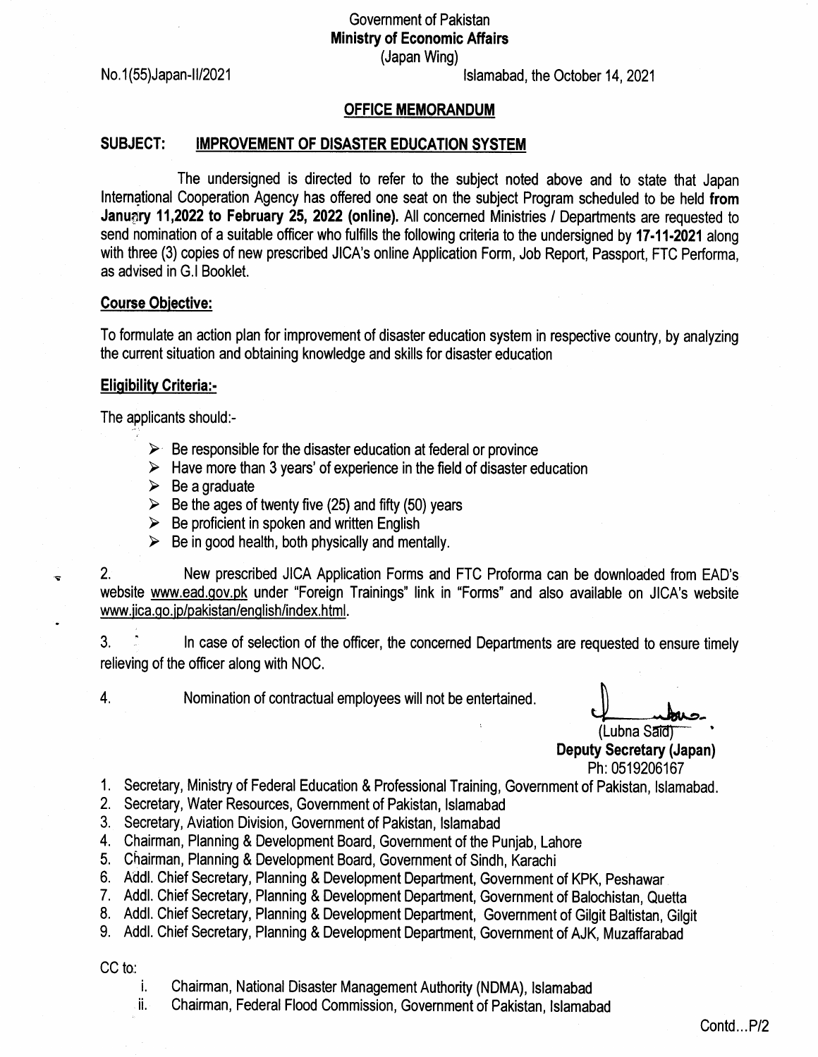Government of Pakistan
**Ministry of Economic Affairs**
(Japan Wing)

No.1(55)Japan-II/2021

Islamabad, the October 14, 2021

## OFFICE MEMORANDUM

**SUBJECT: IMPROVEMENT OF DISASTER EDUCATION SYSTEM**

The undersigned is directed to refer to the subject noted above and to state that Japan International Cooperation Agency has offered one seat on the subject Program scheduled to be held **from January 11,2022 to February 25, 2022 (online).** All concerned Ministries / Departments are requested to send nomination of a suitable officer who fulfills the following criteria to the undersigned by **17-11-2021** along with three (3) copies of new prescribed JICA's online Application Form, Job Report, Passport, FTC Performa, as advised in G.I Booklet.

**Course Objective:**

To formulate an action plan for improvement of disaster education system in respective country, by analyzing the current situation and obtaining knowledge and skills for disaster education

**Eligibility Criteria:-**

The applicants should:-

- Be responsible for the disaster education at federal or province
- Have more than 3 years' of experience in the field of disaster education
- Be a graduate
- Be the ages of twenty five (25) and fifty (50) years
- Be proficient in spoken and written English
- Be in good health, both physically and mentally.

2. New prescribed JICA Application Forms and FTC Proforma can be downloaded from EAD's website www.ead.gov.pk under "Foreign Trainings" link in "Forms" and also available on JICA's website www.jica.go.jp/pakistan/english/index.html.

3. In case of selection of the officer, the concerned Departments are requested to ensure timely relieving of the officer along with NOC.

4. Nomination of contractual employees will not be entertained.

(Lubna Said)
**Deputy Secretary (Japan)**
Ph: 0519206167

1. Secretary, Ministry of Federal Education & Professional Training, Government of Pakistan, Islamabad.
2. Secretary, Water Resources, Government of Pakistan, Islamabad
3. Secretary, Aviation Division, Government of Pakistan, Islamabad
4. Chairman, Planning & Development Board, Government of the Punjab, Lahore
5. Chairman, Planning & Development Board, Government of Sindh, Karachi
6. Addl. Chief Secretary, Planning & Development Department, Government of KPK, Peshawar
7. Addl. Chief Secretary, Planning & Development Department, Government of Balochistan, Quetta
8. Addl. Chief Secretary, Planning & Development Department, Government of Gilgit Baltistan, Gilgit
9. Addl. Chief Secretary, Planning & Development Department, Government of AJK, Muzaffarabad

CC to:

i. Chairman, National Disaster Management Authority (NDMA), Islamabad
ii. Chairman, Federal Flood Commission, Government of Pakistan, Islamabad

Contd...P/2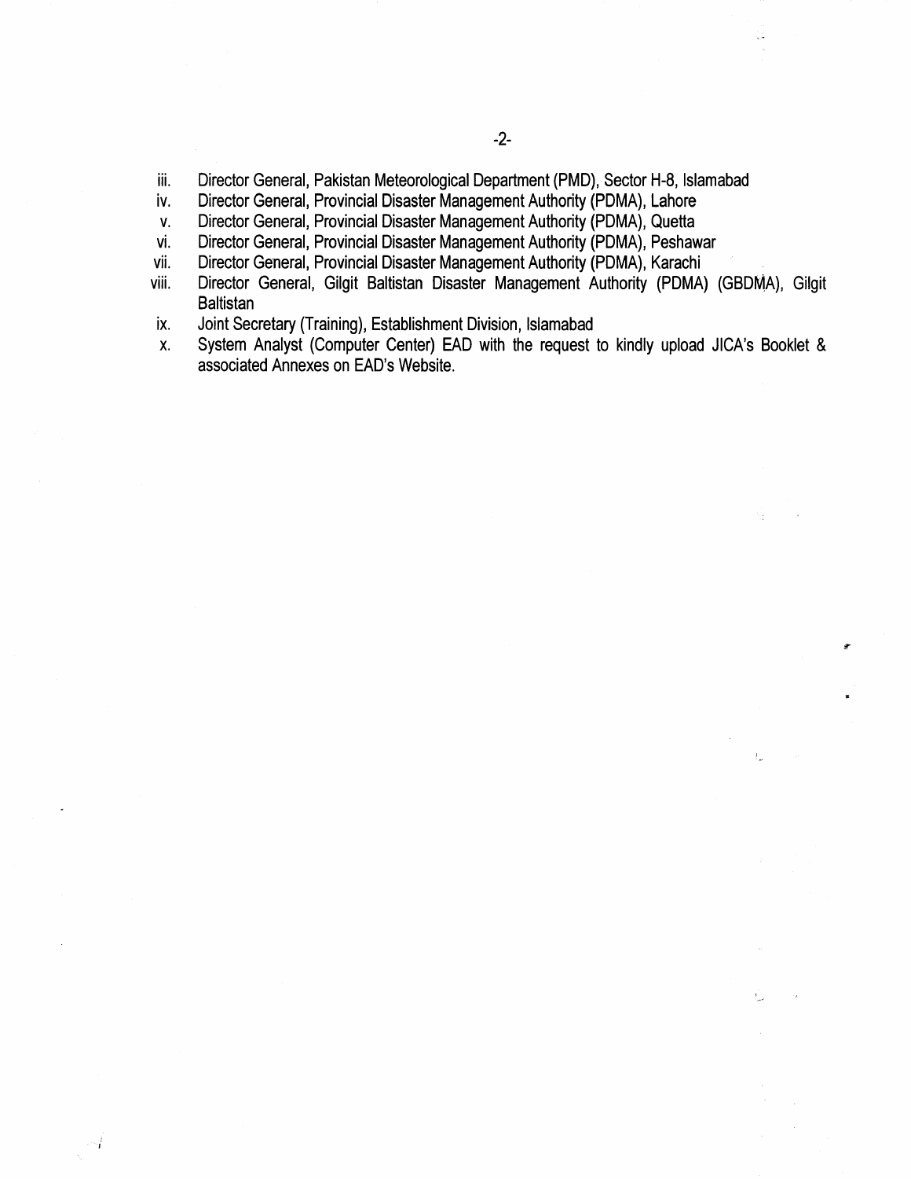iii. Director General, Pakistan Meteorological Department (PMD), Sector H-8, Islamabad
iv. Director General, Provincial Disaster Management Authority (PDMA), Lahore
v. Director General, Provincial Disaster Management Authority (PDMA), Quetta
vi. Director General, Provincial Disaster Management Authority (PDMA), Peshawar
vii. Director General, Provincial Disaster Management Authority (PDMA), Karachi
viii. Director General, Gilgit Baltistan Disaster Management Authority (PDMA) (GBDMA), Gilgit Baltistan
ix. Joint Secretary (Training), Establishment Division, Islamabad
x. System Analyst (Computer Center) EAD with the request to kindly upload JICA's Booklet & associated Annexes on EAD's Website.